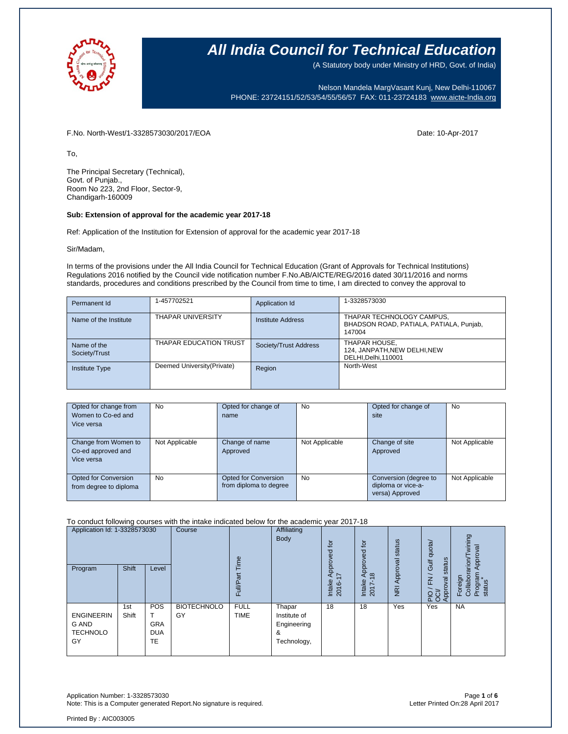# All India Council for Technical Education

(A Statutory body under Ministry of HRD, Govt. of India)

Nelson Mandela MargVasant Kunj, New Delhi-110067
PHONE: 23724151/52/53/54/55/56/57 FAX: 011-23724183 www.aicte-India.org

F.No. North-West/1-3328573030/2017/EOA

Date: 10-Apr-2017

To,

The Principal Secretary (Technical),
Govt. of Punjab.,
Room No 223, 2nd Floor, Sector-9,
Chandigarh-160009

**Sub: Extension of approval for the academic year 2017-18**

Ref: Application of the Institution for Extension of approval for the academic year 2017-18

Sir/Madam,

In terms of the provisions under the All India Council for Technical Education (Grant of Approvals for Technical Institutions) Regulations 2016 notified by the Council vide notification number F.No.AB/AICTE/REG/2016 dated 30/11/2016 and norms standards, procedures and conditions prescribed by the Council from time to time, I am directed to convey the approval to

| Permanent Id | 1-457702521 | Application Id | 1-3328573030 |
|---|---|---|---|
| Name of the Institute | THAPAR UNIVERSITY | Institute Address | THAPAR TECHNOLOGY CAMPUS, BHADSON ROAD, PATIALA, PATIALA, Punjab, 147004 |
| Name of the Society/Trust | THAPAR EDUCATION TRUST | Society/Trust Address | THAPAR HOUSE, 124, JANPATH,NEW DELHI,NEW DELHI,Delhi,110001 |
| Institute Type | Deemed University(Private) | Region | North-West |

| Opted for change from Women to Co-ed and Vice versa | No | Opted for change of name | No | Opted for change of site | No |
|---|---|---|---|---|---|
| Change from Women to Co-ed approved and Vice versa | Not Applicable | Change of name Approved | Not Applicable | Change of site Approved | Not Applicable |
| Opted for Conversion from degree to diploma | No | Opted for Conversion from diploma to degree | No | Conversion (degree to diploma or vice-a-versa) Approved | Not Applicable |

To conduct following courses with the intake indicated below for the academic year 2017-18

| Application Id: 1-3328573030 | | | Course | Full/Part Time | Affiliating Body | Intake Approved for 2016-17 | Intake Approved for 2017-18 | NRI Approval status | PIO / FN / Gulf quota/ OCI/ Approval status | Foreign Collaboration/Twining Program Approval status* |
|---|---|---|---|---|---|---|---|---|---|---|
| Program | Shift | Level | | | | | | | | |
| ENGINEERING AND TECHNOLOGY | 1st Shift | POST GRADUATE | BIOTECHNOLOGY | FULL TIME | Thapar Institute of Engineering & Technology, | 18 | 18 | Yes | Yes | NA |

Application Number: 1-3328573030
Note: This is a Computer generated Report.No signature is required.

Letter Printed On:28 April 2017

Printed By : AIC003005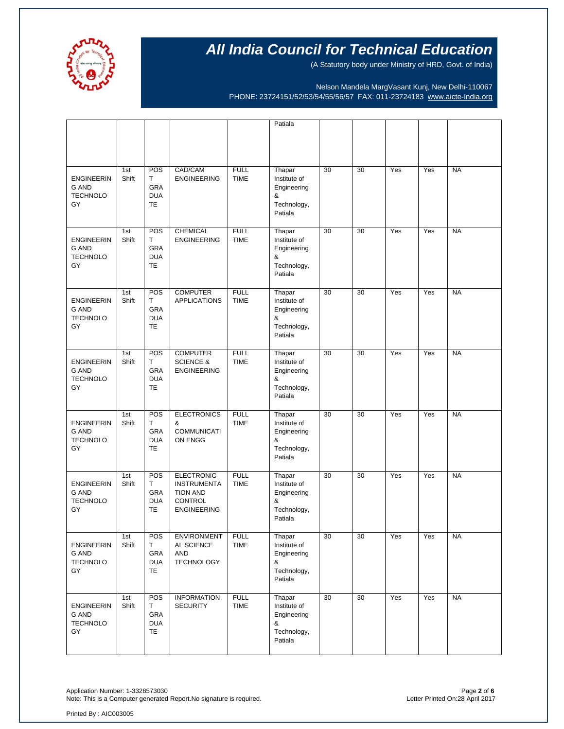# All India Council for Technical Education

(A Statutory body under Ministry of HRD, Govt. of India)

Nelson Mandela MargVasant Kunj, New Delhi-110067
PHONE: 23724151/52/53/54/55/56/57 FAX: 011-23724183 www.aicte-India.org

| | | | | | | | | | | |
|---|---|---|---|---|---|---|---|---|---|---|
| | | | | | Patiala | | | | | |
| ENGINEERING AND TECHNOLOGY | 1st Shift | POST GRADUATE | CAD/CAM ENGINEERING | FULL TIME | Thapar Institute of Engineering & Technology, Patiala | 30 | 30 | Yes | Yes | NA |
| ENGINEERING AND TECHNOLOGY | 1st Shift | POST GRADUATE | CHEMICAL ENGINEERING | FULL TIME | Thapar Institute of Engineering & Technology, Patiala | 30 | 30 | Yes | Yes | NA |
| ENGINEERING AND TECHNOLOGY | 1st Shift | POST GRADUATE | COMPUTER APPLICATIONS | FULL TIME | Thapar Institute of Engineering & Technology, Patiala | 30 | 30 | Yes | Yes | NA |
| ENGINEERING AND TECHNOLOGY | 1st Shift | POST GRADUATE | COMPUTER SCIENCE & ENGINEERING | FULL TIME | Thapar Institute of Engineering & Technology, Patiala | 30 | 30 | Yes | Yes | NA |
| ENGINEERING AND TECHNOLOGY | 1st Shift | POST GRADUATE | ELECTRONICS & COMMUNICATION ENGG | FULL TIME | Thapar Institute of Engineering & Technology, Patiala | 30 | 30 | Yes | Yes | NA |
| ENGINEERING AND TECHNOLOGY | 1st Shift | POST GRADUATE | ELECTRONIC INSTRUMENTATION AND CONTROL ENGINEERING | FULL TIME | Thapar Institute of Engineering & Technology, Patiala | 30 | 30 | Yes | Yes | NA |
| ENGINEERING AND TECHNOLOGY | 1st Shift | POST GRADUATE | ENVIRONMENTAL SCIENCE AND TECHNOLOGY | FULL TIME | Thapar Institute of Engineering & Technology, Patiala | 30 | 30 | Yes | Yes | NA |
| ENGINEERING AND TECHNOLOGY | 1st Shift | POST GRADUATE | INFORMATION SECURITY | FULL TIME | Thapar Institute of Engineering & Technology, Patiala | 30 | 30 | Yes | Yes | NA |

Application Number: 1-3328573030
Note: This is a Computer generated Report.No signature is required.

Letter Printed On:28 April 2017

Printed By : AIC003005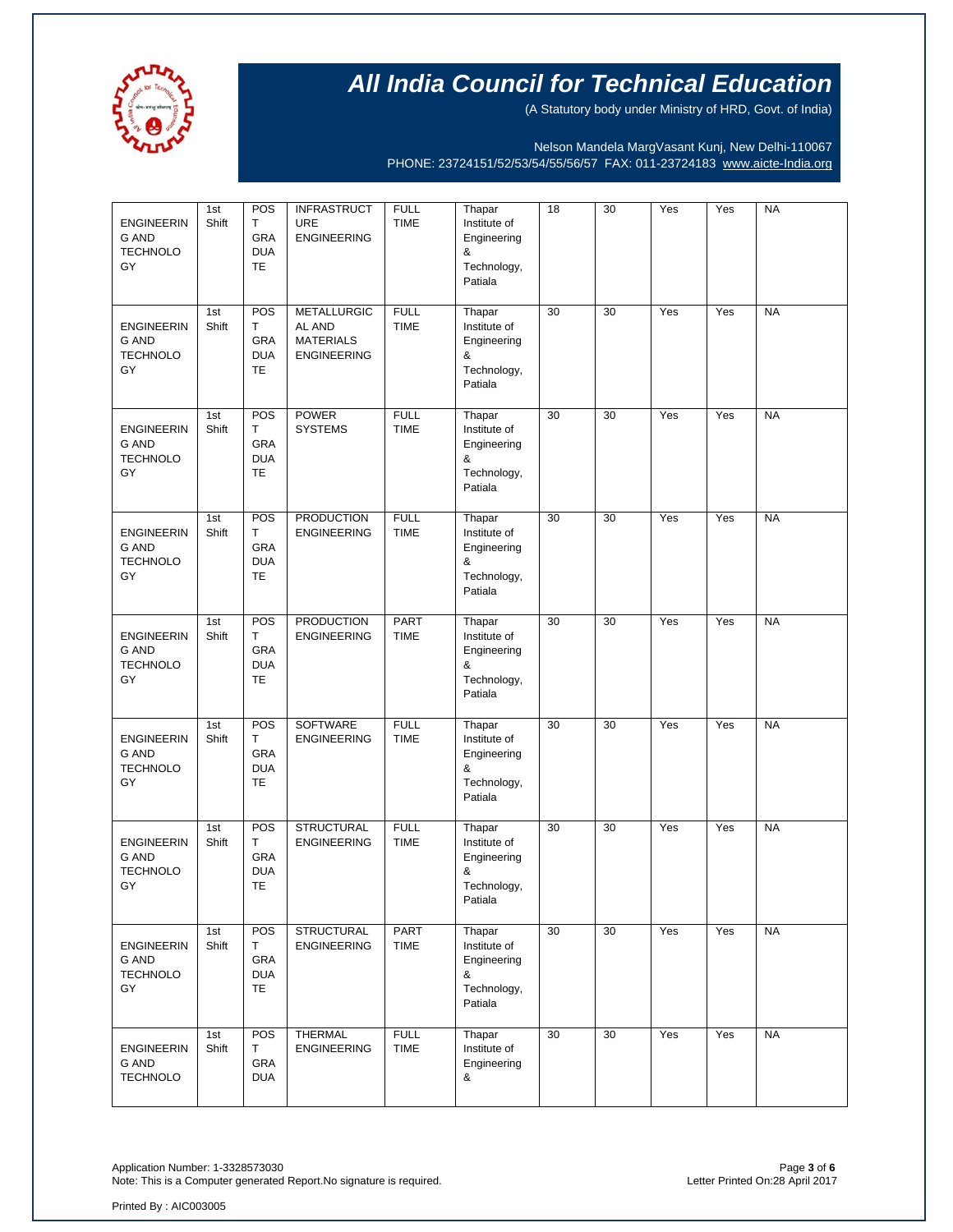# All India Council for Technical Education

(A Statutory body under Ministry of HRD, Govt. of India)

Nelson Mandela MargVasant Kunj, New Delhi-110067
PHONE: 23724151/52/53/54/55/56/57 FAX: 011-23724183 www.aicte-India.org

| | | | | | | | | | | |
|---|---|---|---|---|---|---|---|---|---|---|
| ENGINEERING AND TECHNOLOGY | 1st Shift | POST GRADUATE | INFRASTRUCTURE ENGINEERING | FULL TIME | Thapar Institute of Engineering & Technology, Patiala | 18 | 30 | Yes | Yes | NA |
| ENGINEERING AND TECHNOLOGY | 1st Shift | POST GRADUATE | METALLURGICAL AND MATERIALS ENGINEERING | FULL TIME | Thapar Institute of Engineering & Technology, Patiala | 30 | 30 | Yes | Yes | NA |
| ENGINEERING AND TECHNOLOGY | 1st Shift | POST GRADUATE | POWER SYSTEMS | FULL TIME | Thapar Institute of Engineering & Technology, Patiala | 30 | 30 | Yes | Yes | NA |
| ENGINEERING AND TECHNOLOGY | 1st Shift | POST GRADUATE | PRODUCTION ENGINEERING | FULL TIME | Thapar Institute of Engineering & Technology, Patiala | 30 | 30 | Yes | Yes | NA |
| ENGINEERING AND TECHNOLOGY | 1st Shift | POST GRADUATE | PRODUCTION ENGINEERING | PART TIME | Thapar Institute of Engineering & Technology, Patiala | 30 | 30 | Yes | Yes | NA |
| ENGINEERING AND TECHNOLOGY | 1st Shift | POST GRADUATE | SOFTWARE ENGINEERING | FULL TIME | Thapar Institute of Engineering & Technology, Patiala | 30 | 30 | Yes | Yes | NA |
| ENGINEERING AND TECHNOLOGY | 1st Shift | POST GRADUATE | STRUCTURAL ENGINEERING | FULL TIME | Thapar Institute of Engineering & Technology, Patiala | 30 | 30 | Yes | Yes | NA |
| ENGINEERING AND TECHNOLOGY | 1st Shift | POST GRADUATE | STRUCTURAL ENGINEERING | PART TIME | Thapar Institute of Engineering & Technology, Patiala | 30 | 30 | Yes | Yes | NA |
| ENGINEERING AND TECHNOLO | 1st Shift | POST GRADU | THERMAL ENGINEERING | FULL TIME | Thapar Institute of Engineering & | 30 | 30 | Yes | Yes | NA |

Application Number: 1-3328573030
Note: This is a Computer generated Report.No signature is required.

Letter Printed On:28 April 2017

Printed By : AIC003005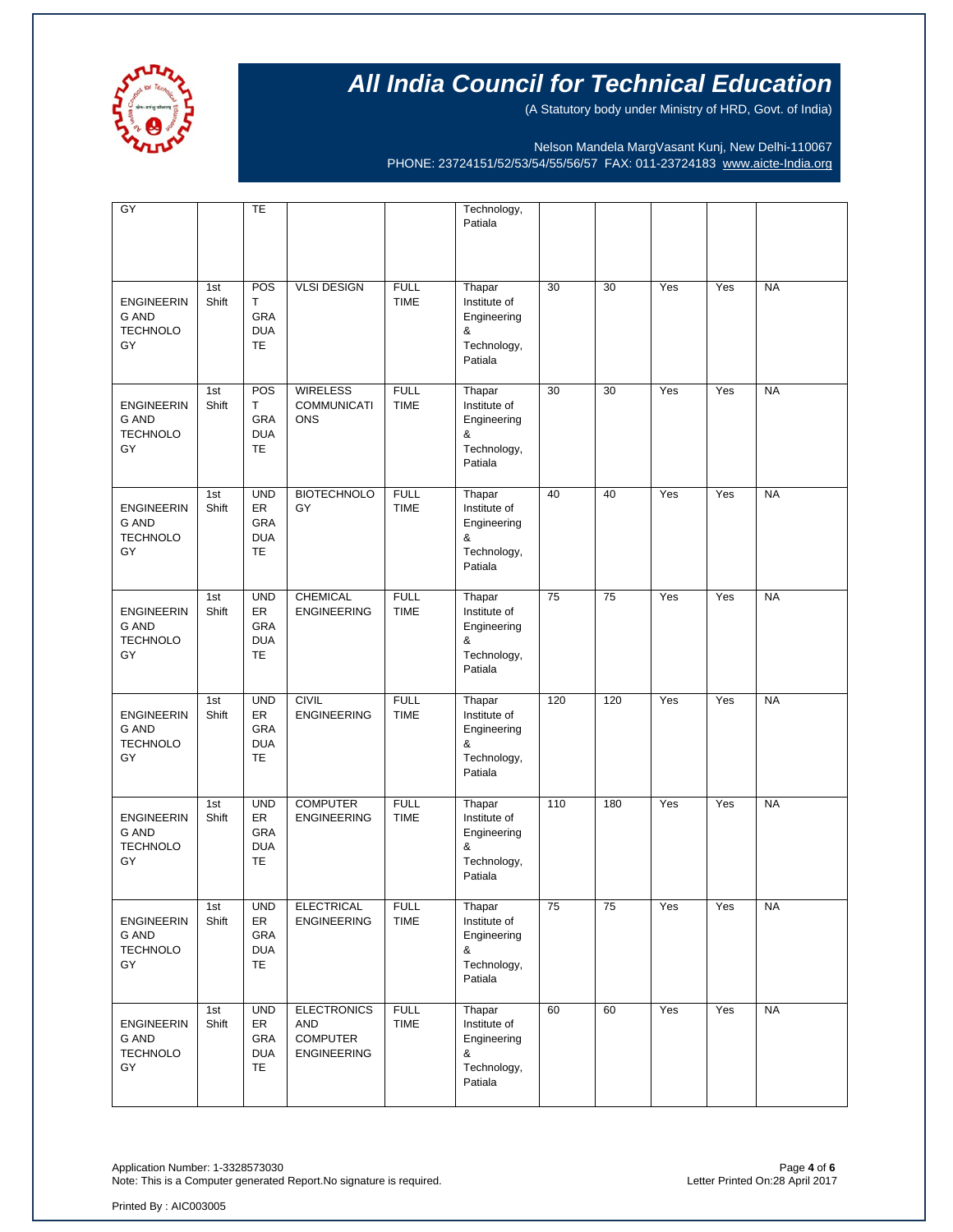# All India Council for Technical Education

(A Statutory body under Ministry of HRD, Govt. of India)

Nelson Mandela MargVasant Kunj, New Delhi-110067
PHONE: 23724151/52/53/54/55/56/57 FAX: 011-23724183 www.aicte-India.org

| | | | | | | | | | | |
|---|---|---|---|---|---|---|---|---|---|---|
| GY | | TE | | | Technology, Patiala | | | | | |
| ENGINEERING AND TECHNOLOGY | 1st Shift | POST GRADUATE | VLSI DESIGN | FULL TIME | Thapar Institute of Engineering & Technology, Patiala | 30 | 30 | Yes | Yes | NA |
| ENGINEERING AND TECHNOLOGY | 1st Shift | POST GRADUATE | WIRELESS COMMUNICATIONS | FULL TIME | Thapar Institute of Engineering & Technology, Patiala | 30 | 30 | Yes | Yes | NA |
| ENGINEERING AND TECHNOLOGY | 1st Shift | UNDER GRADUATE | BIOTECHNOLOGY | FULL TIME | Thapar Institute of Engineering & Technology, Patiala | 40 | 40 | Yes | Yes | NA |
| ENGINEERING AND TECHNOLOGY | 1st Shift | UNDER GRADUATE | CHEMICAL ENGINEERING | FULL TIME | Thapar Institute of Engineering & Technology, Patiala | 75 | 75 | Yes | Yes | NA |
| ENGINEERING AND TECHNOLOGY | 1st Shift | UNDER GRADUATE | CIVIL ENGINEERING | FULL TIME | Thapar Institute of Engineering & Technology, Patiala | 120 | 120 | Yes | Yes | NA |
| ENGINEERING AND TECHNOLOGY | 1st Shift | UNDER GRADUATE | COMPUTER ENGINEERING | FULL TIME | Thapar Institute of Engineering & Technology, Patiala | 110 | 180 | Yes | Yes | NA |
| ENGINEERING AND TECHNOLOGY | 1st Shift | UNDER GRADUATE | ELECTRICAL ENGINEERING | FULL TIME | Thapar Institute of Engineering & Technology, Patiala | 75 | 75 | Yes | Yes | NA |
| ENGINEERING AND TECHNOLOGY | 1st Shift | UNDER GRADUATE | ELECTRONICS AND COMPUTER ENGINEERING | FULL TIME | Thapar Institute of Engineering & Technology, Patiala | 60 | 60 | Yes | Yes | NA |

Application Number: 1-3328573030
Note: This is a Computer generated Report.No signature is required.

Letter Printed On:28 April 2017

Printed By : AIC003005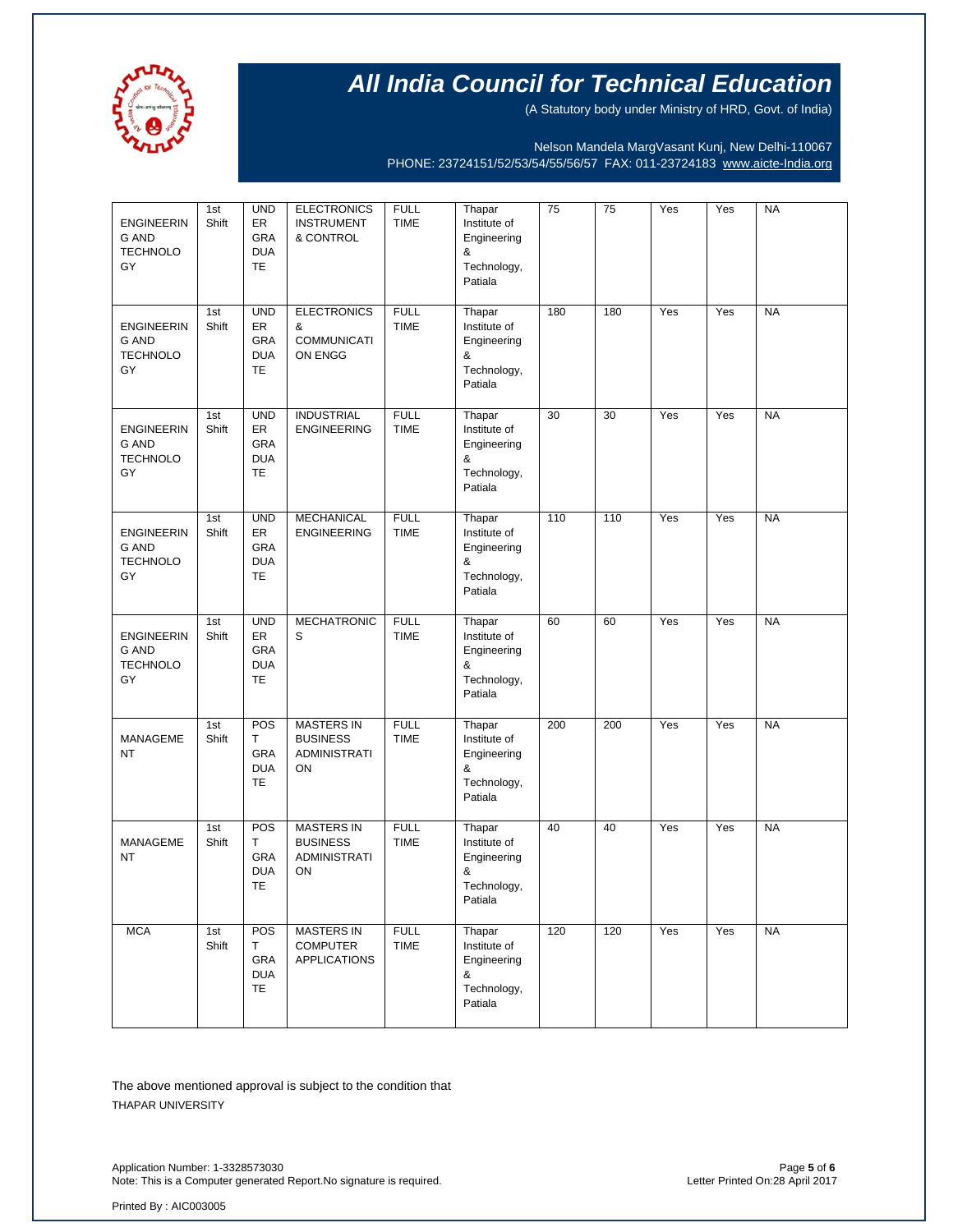# All India Council for Technical Education

(A Statutory body under Ministry of HRD, Govt. of India)

Nelson Mandela MargVasant Kunj, New Delhi-110067
PHONE: 23724151/52/53/54/55/56/57 FAX: 011-23724183 www.aicte-India.org

| | | | | | | | | | | |
|---|---|---|---|---|---|---|---|---|---|---|
| ENGINEERING AND TECHNOLOGY | 1st Shift | UNDER GRADUATE | ELECTRONICS INSTRUMENT & CONTROL | FULL TIME | Thapar Institute of Engineering & Technology, Patiala | 75 | 75 | Yes | Yes | NA |
| ENGINEERING AND TECHNOLOGY | 1st Shift | UNDER GRADUATE | ELECTRONICS & COMMUNICATION ENGG | FULL TIME | Thapar Institute of Engineering & Technology, Patiala | 180 | 180 | Yes | Yes | NA |
| ENGINEERING AND TECHNOLOGY | 1st Shift | UNDER GRADUATE | INDUSTRIAL ENGINEERING | FULL TIME | Thapar Institute of Engineering & Technology, Patiala | 30 | 30 | Yes | Yes | NA |
| ENGINEERING AND TECHNOLOGY | 1st Shift | UNDER GRADUATE | MECHANICAL ENGINEERING | FULL TIME | Thapar Institute of Engineering & Technology, Patiala | 110 | 110 | Yes | Yes | NA |
| ENGINEERING AND TECHNOLOGY | 1st Shift | UNDER GRADUATE | MECHATRONICS | FULL TIME | Thapar Institute of Engineering & Technology, Patiala | 60 | 60 | Yes | Yes | NA |
| MANAGEMENT | 1st Shift | POST GRADUATE | MASTERS IN BUSINESS ADMINISTRATION | FULL TIME | Thapar Institute of Engineering & Technology, Patiala | 200 | 200 | Yes | Yes | NA |
| MANAGEMENT | 1st Shift | POST GRADUATE | MASTERS IN BUSINESS ADMINISTRATION | FULL TIME | Thapar Institute of Engineering & Technology, Patiala | 40 | 40 | Yes | Yes | NA |
| MCA | 1st Shift | POST GRADUATE | MASTERS IN COMPUTER APPLICATIONS | FULL TIME | Thapar Institute of Engineering & Technology, Patiala | 120 | 120 | Yes | Yes | NA |

The above mentioned approval is subject to the condition that

THAPAR UNIVERSITY

Application Number: 1-3328573030
Note: This is a Computer generated Report.No signature is required.

Letter Printed On:28 April 2017

Printed By : AIC003005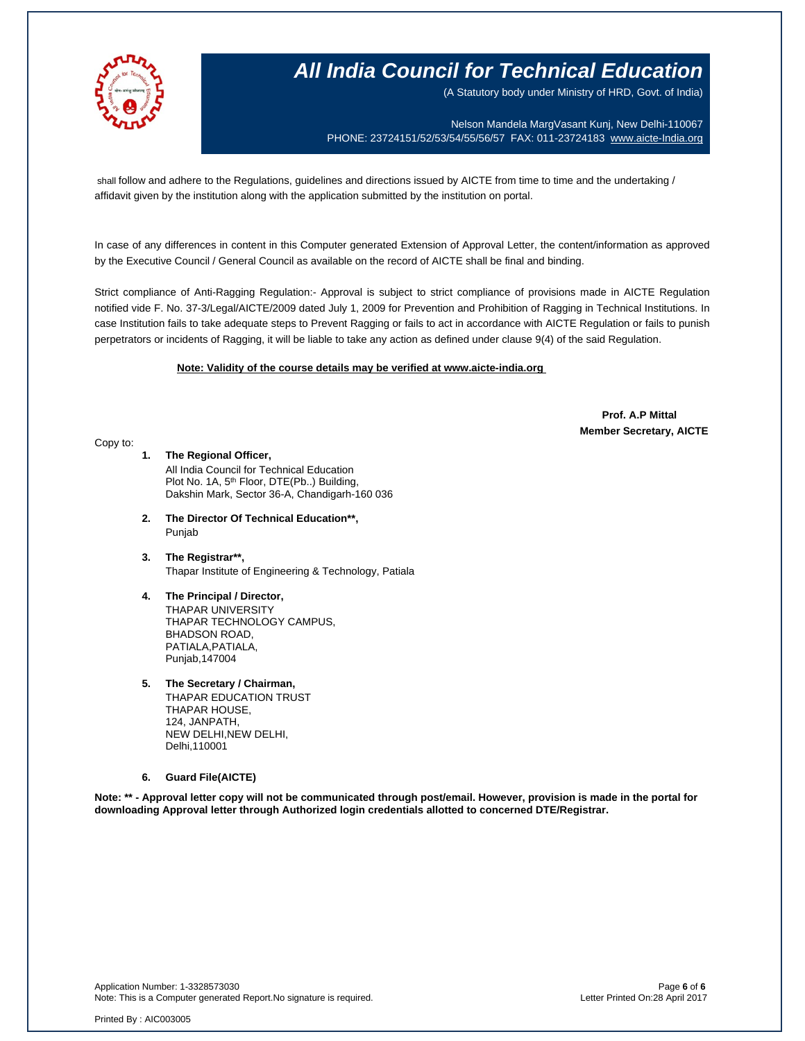shall follow and adhere to the Regulations, guidelines and directions issued by AICTE from time to time and the undertaking / affidavit given by the institution along with the application submitted by the institution on portal.

In case of any differences in content in this Computer generated Extension of Approval Letter, the content/information as approved by the Executive Council / General Council as available on the record of AICTE shall be final and binding.

Strict compliance of Anti-Ragging Regulation:- Approval is subject to strict compliance of provisions made in AICTE Regulation notified vide F. No. 37-3/Legal/AICTE/2009 dated July 1, 2009 for Prevention and Prohibition of Ragging in Technical Institutions. In case Institution fails to take adequate steps to Prevent Ragging or fails to act in accordance with AICTE Regulation or fails to punish perpetrators or incidents of Ragging, it will be liable to take any action as defined under clause 9(4) of the said Regulation.

**Note: Validity of the course details may be verified at www.aicte-india.org**

**Prof. A.P Mittal**
**Member Secretary, AICTE**

Copy to:

1. **The Regional Officer,**
   All India Council for Technical Education
   Plot No. 1A, 5th Floor, DTE(Pb..) Building,
   Dakshin Mark, Sector 36-A, Chandigarh-160 036

2. **The Director Of Technical Education\*\*,**
   Punjab

3. **The Registrar\*\*,**
   Thapar Institute of Engineering & Technology, Patiala

4. **The Principal / Director,**
   THAPAR UNIVERSITY
   THAPAR TECHNOLOGY CAMPUS,
   BHADSON ROAD,
   PATIALA,PATIALA,
   Punjab,147004

5. **The Secretary / Chairman,**
   THAPAR EDUCATION TRUST
   THAPAR HOUSE,
   124, JANPATH,
   NEW DELHI,NEW DELHI,
   Delhi,110001

6. **Guard File(AICTE)**

**Note: \*\* - Approval letter copy will not be communicated through post/email. However, provision is made in the portal for downloading Approval letter through Authorized login credentials allotted to concerned DTE/Registrar.**

Application Number: 1-3328573030
Note: This is a Computer generated Report.No signature is required.
Letter Printed On:28 April 2017

Printed By : AIC003005